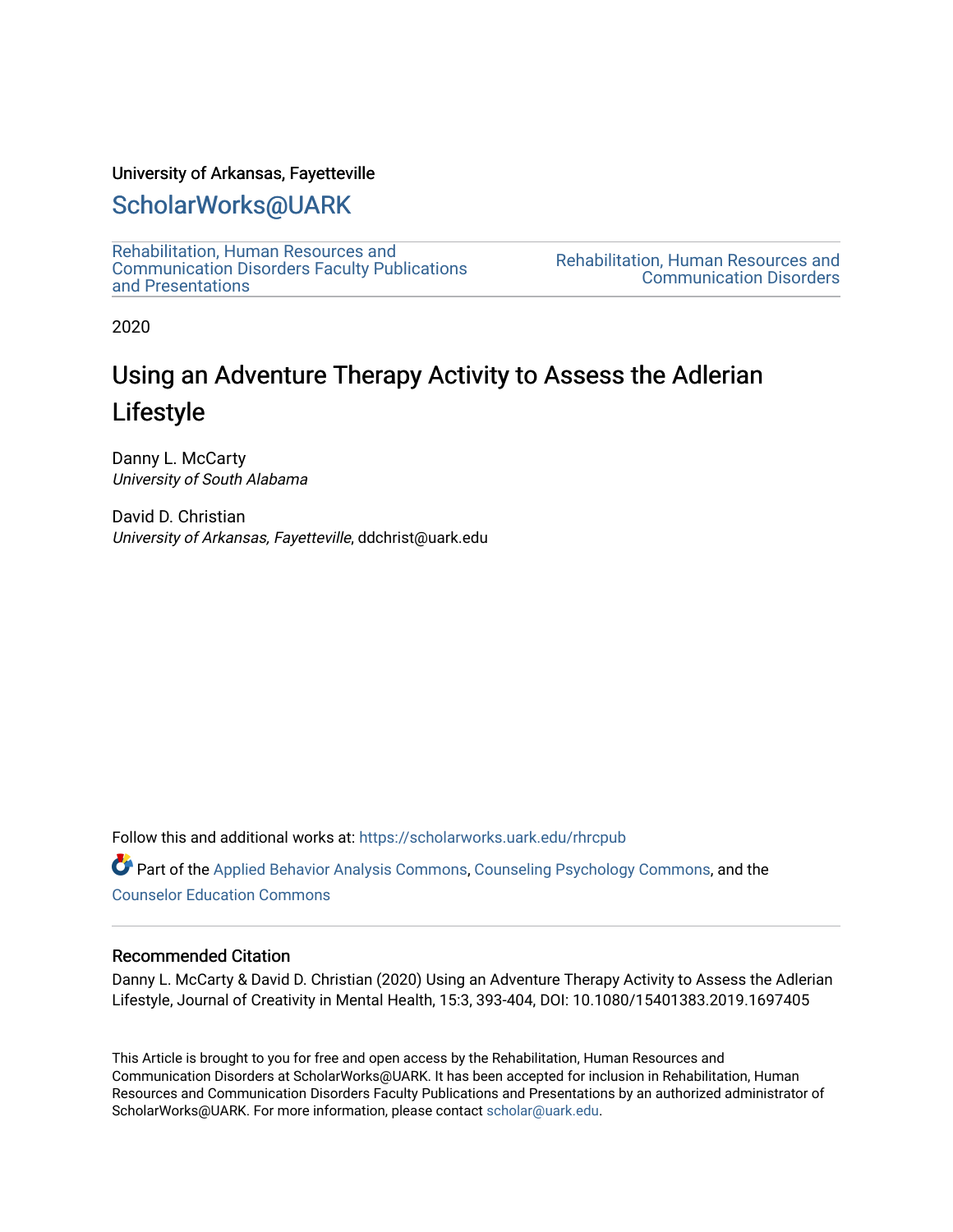University of Arkansas, Fayetteville

# ScholarWorks@UARK

Rehabilitation, Human Resources and Communication Disorders Faculty Publications and Presentations

Rehabilitation, Human Resources and Communication Disorders

2020

## Using an Adventure Therapy Activity to Assess the Adlerian Lifestyle

Danny L. McCarty
*University of South Alabama*

David D. Christian
*University of Arkansas, Fayetteville*, ddchrist@uark.edu

Follow this and additional works at: https://scholarworks.uark.edu/rhrcpub

Part of the Applied Behavior Analysis Commons, Counseling Psychology Commons, and the Counselor Education Commons

### Recommended Citation

Danny L. McCarty & David D. Christian (2020) Using an Adventure Therapy Activity to Assess the Adlerian Lifestyle, Journal of Creativity in Mental Health, 15:3, 393-404, DOI: 10.1080/15401383.2019.1697405

This Article is brought to you for free and open access by the Rehabilitation, Human Resources and Communication Disorders at ScholarWorks@UARK. It has been accepted for inclusion in Rehabilitation, Human Resources and Communication Disorders Faculty Publications and Presentations by an authorized administrator of ScholarWorks@UARK. For more information, please contact scholar@uark.edu.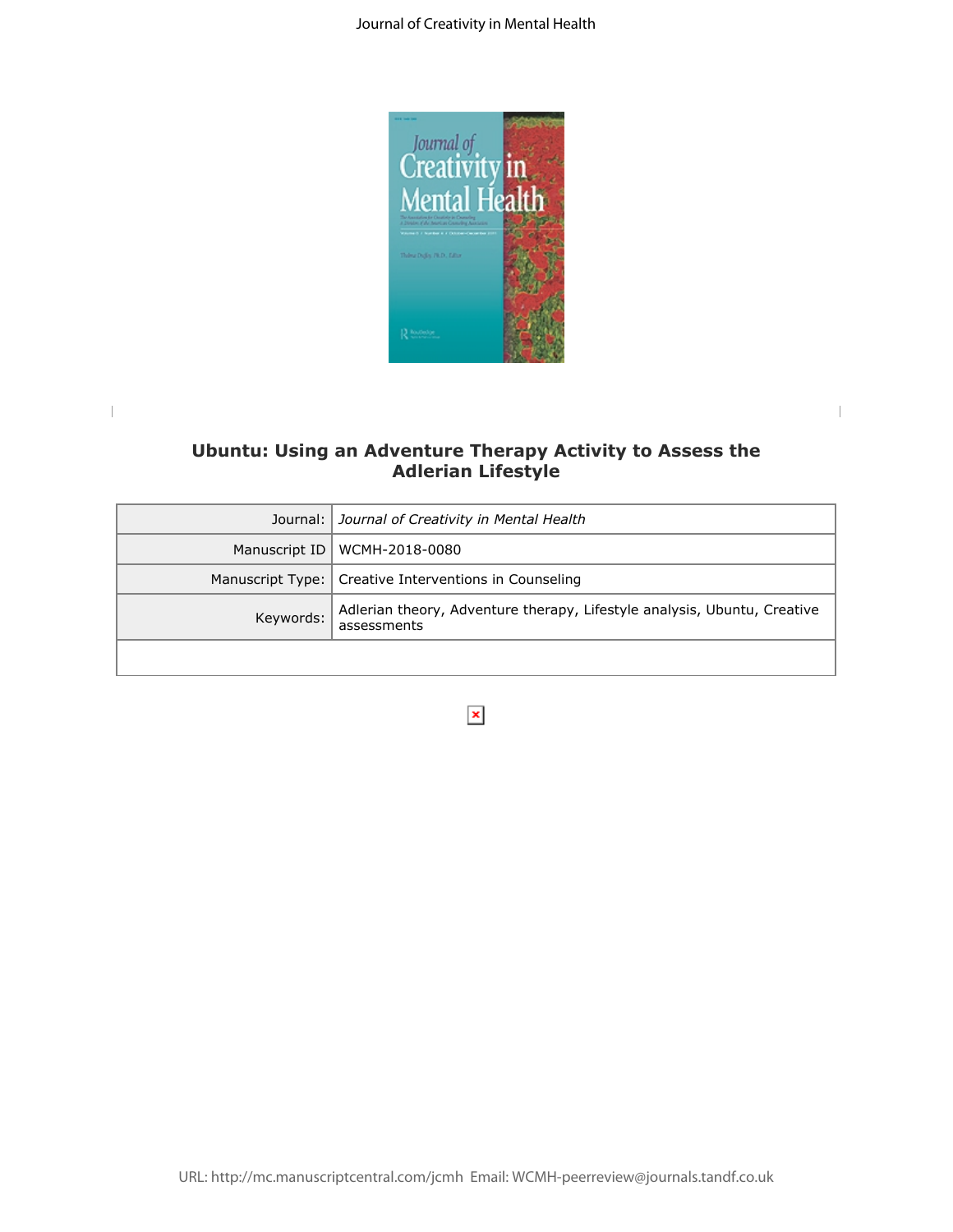# Ubuntu: Using an Adventure Therapy Activity to Assess the Adlerian Lifestyle

| | |
|---:|---|
| Journal: | *Journal of Creativity in Mental Health* |
| Manuscript ID | WCMH-2018-0080 |
| Manuscript Type: | Creative Interventions in Counseling |
| Keywords: | Adlerian theory, Adventure therapy, Lifestyle analysis, Ubuntu, Creative assessments |
| | |

URL: http://mc.manuscriptcentral.com/jcmh Email: WCMH-peerreview@journals.tandf.co.uk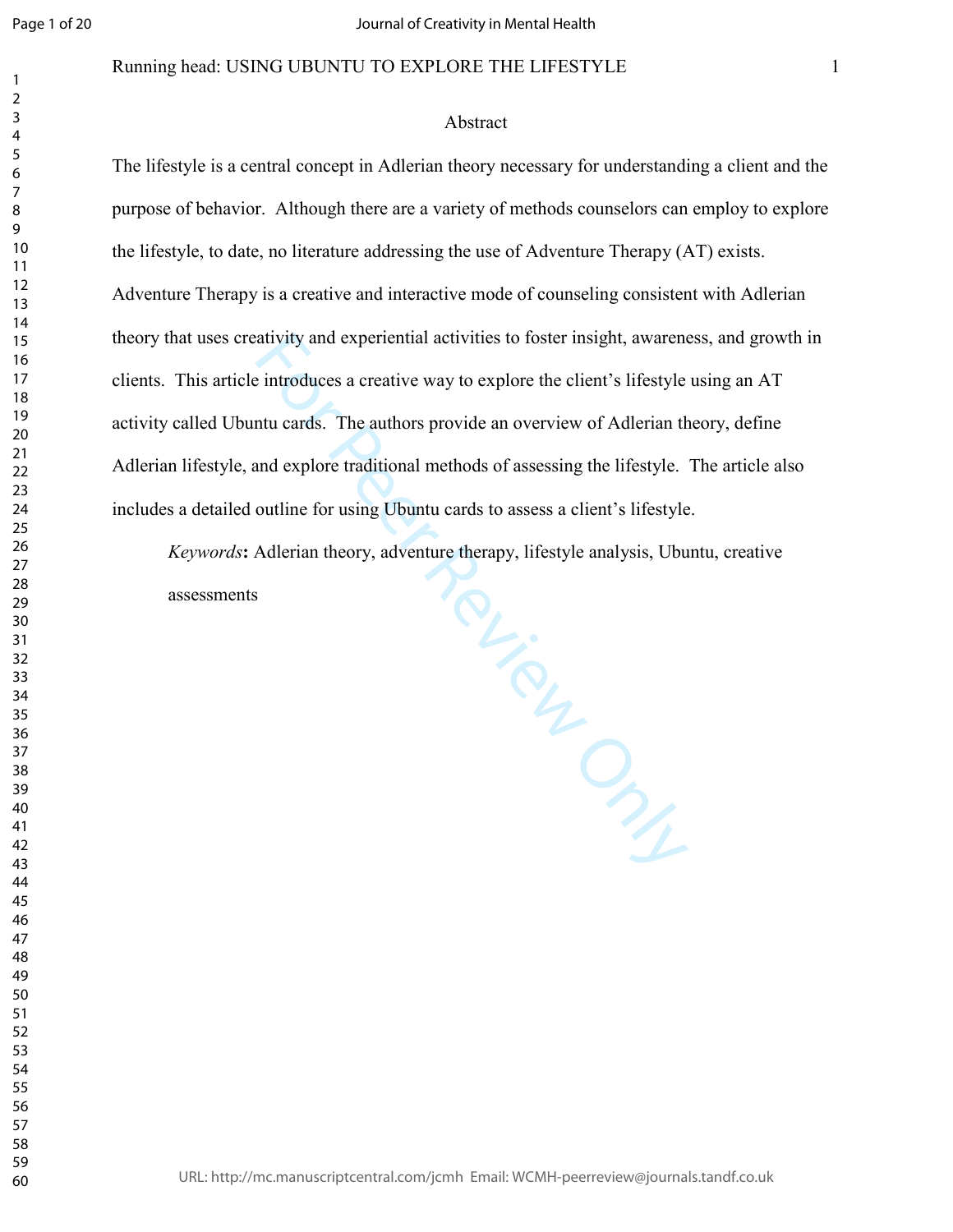## Abstract

The lifestyle is a central concept in Adlerian theory necessary for understanding a client and the purpose of behavior. Although there are a variety of methods counselors can employ to explore the lifestyle, to date, no literature addressing the use of Adventure Therapy (AT) exists. Adventure Therapy is a creative and interactive mode of counseling consistent with Adlerian theory that uses creativity and experiential activities to foster insight, awareness, and growth in clients. This article introduces a creative way to explore the client's lifestyle using an AT activity called Ubuntu cards. The authors provide an overview of Adlerian theory, define Adlerian lifestyle, and explore traditional methods of assessing the lifestyle. The article also includes a detailed outline for using Ubuntu cards to assess a client's lifestyle.

*Keywords*: Adlerian theory, adventure therapy, lifestyle analysis, Ubuntu, creative assessments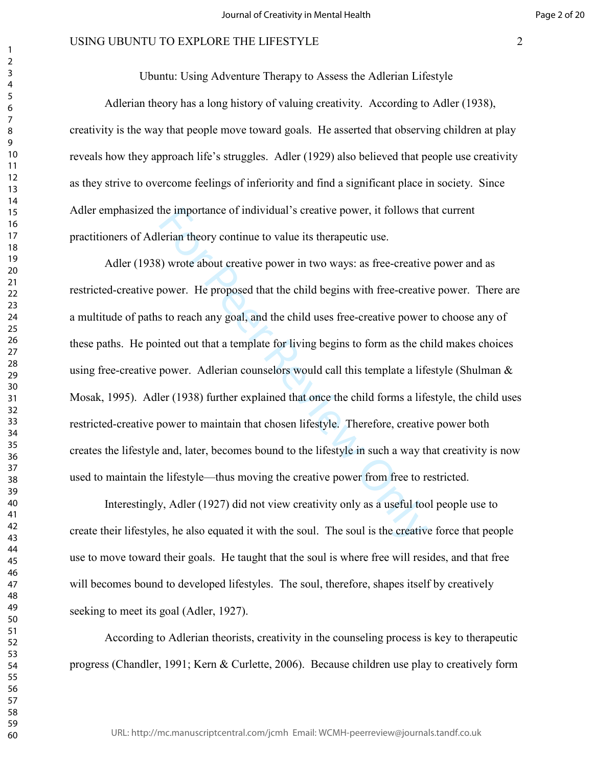Ubuntu: Using Adventure Therapy to Assess the Adlerian Lifestyle

Adlerian theory has a long history of valuing creativity. According to Adler (1938), creativity is the way that people move toward goals. He asserted that observing children at play reveals how they approach life's struggles. Adler (1929) also believed that people use creativity as they strive to overcome feelings of inferiority and find a significant place in society. Since Adler emphasized the importance of individual's creative power, it follows that current practitioners of Adlerian theory continue to value its therapeutic use.

Adler (1938) wrote about creative power in two ways: as free-creative power and as restricted-creative power. He proposed that the child begins with free-creative power. There are a multitude of paths to reach any goal, and the child uses free-creative power to choose any of these paths. He pointed out that a template for living begins to form as the child makes choices using free-creative power. Adlerian counselors would call this template a lifestyle (Shulman & Mosak, 1995). Adler (1938) further explained that once the child forms a lifestyle, the child uses restricted-creative power to maintain that chosen lifestyle. Therefore, creative power both creates the lifestyle and, later, becomes bound to the lifestyle in such a way that creativity is now used to maintain the lifestyle—thus moving the creative power from free to restricted.

Interestingly, Adler (1927) did not view creativity only as a useful tool people use to create their lifestyles, he also equated it with the soul. The soul is the creative force that people use to move toward their goals. He taught that the soul is where free will resides, and that free will becomes bound to developed lifestyles. The soul, therefore, shapes itself by creatively seeking to meet its goal (Adler, 1927).

According to Adlerian theorists, creativity in the counseling process is key to therapeutic progress (Chandler, 1991; Kern & Curlette, 2006). Because children use play to creatively form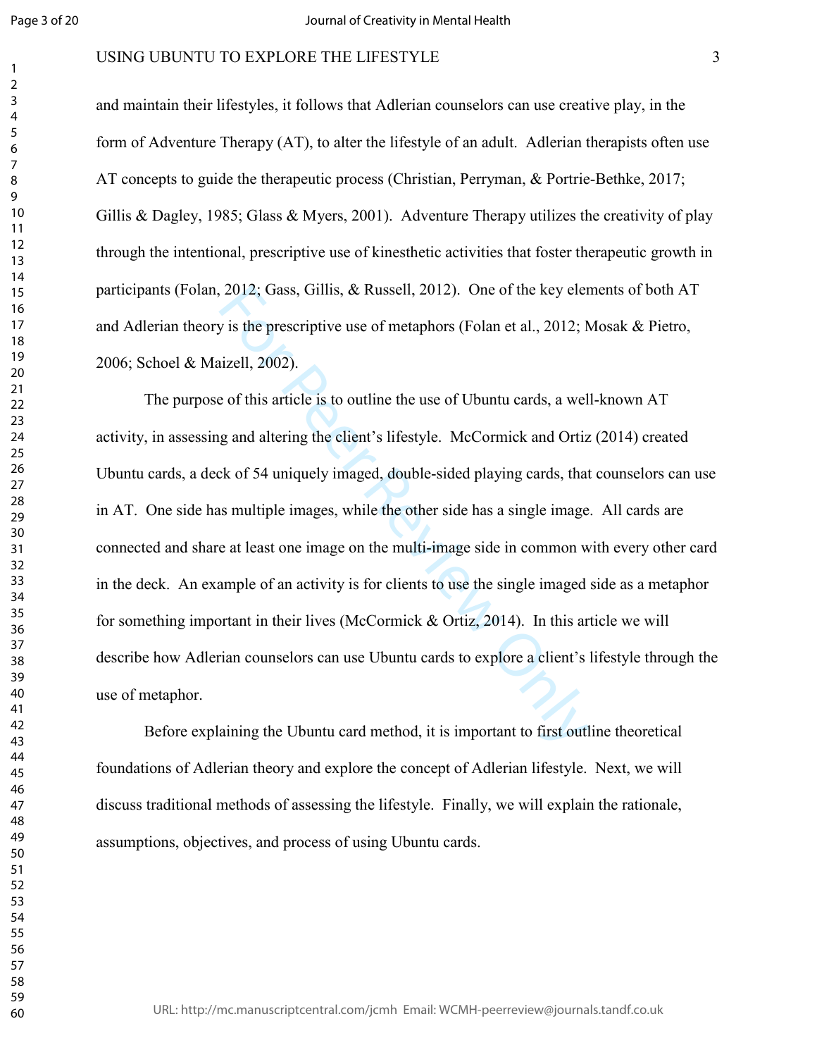and maintain their lifestyles, it follows that Adlerian counselors can use creative play, in the form of Adventure Therapy (AT), to alter the lifestyle of an adult. Adlerian therapists often use AT concepts to guide the therapeutic process (Christian, Perryman, & Portrie-Bethke, 2017; Gillis & Dagley, 1985; Glass & Myers, 2001). Adventure Therapy utilizes the creativity of play through the intentional, prescriptive use of kinesthetic activities that foster therapeutic growth in participants (Folan, 2012; Gass, Gillis, & Russell, 2012). One of the key elements of both AT and Adlerian theory is the prescriptive use of metaphors (Folan et al., 2012; Mosak & Pietro, 2006; Schoel & Maizell, 2002).

The purpose of this article is to outline the use of Ubuntu cards, a well-known AT activity, in assessing and altering the client's lifestyle. McCormick and Ortiz (2014) created Ubuntu cards, a deck of 54 uniquely imaged, double-sided playing cards, that counselors can use in AT. One side has multiple images, while the other side has a single image. All cards are connected and share at least one image on the multi-image side in common with every other card in the deck. An example of an activity is for clients to use the single imaged side as a metaphor for something important in their lives (McCormick & Ortiz, 2014). In this article we will describe how Adlerian counselors can use Ubuntu cards to explore a client's lifestyle through the use of metaphor.

Before explaining the Ubuntu card method, it is important to first outline theoretical foundations of Adlerian theory and explore the concept of Adlerian lifestyle. Next, we will discuss traditional methods of assessing the lifestyle. Finally, we will explain the rationale, assumptions, objectives, and process of using Ubuntu cards.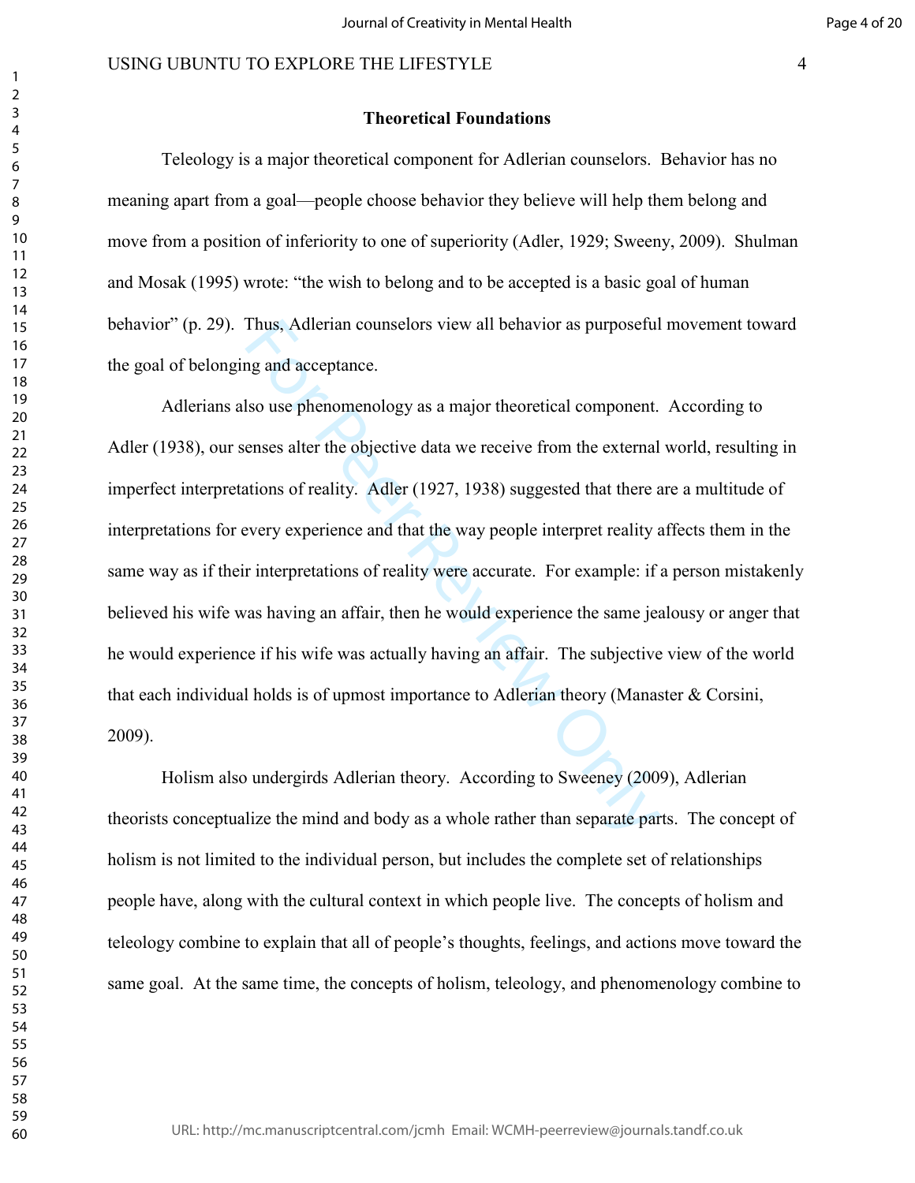## Theoretical Foundations

Teleology is a major theoretical component for Adlerian counselors. Behavior has no meaning apart from a goal—people choose behavior they believe will help them belong and move from a position of inferiority to one of superiority (Adler, 1929; Sweeny, 2009). Shulman and Mosak (1995) wrote: "the wish to belong and to be accepted is a basic goal of human behavior" (p. 29). Thus, Adlerian counselors view all behavior as purposeful movement toward the goal of belonging and acceptance.

Adlerians also use phenomenology as a major theoretical component. According to Adler (1938), our senses alter the objective data we receive from the external world, resulting in imperfect interpretations of reality. Adler (1927, 1938) suggested that there are a multitude of interpretations for every experience and that the way people interpret reality affects them in the same way as if their interpretations of reality were accurate. For example: if a person mistakenly believed his wife was having an affair, then he would experience the same jealousy or anger that he would experience if his wife was actually having an affair. The subjective view of the world that each individual holds is of upmost importance to Adlerian theory (Manaster & Corsini, 2009).

Holism also undergirds Adlerian theory. According to Sweeney (2009), Adlerian theorists conceptualize the mind and body as a whole rather than separate parts. The concept of holism is not limited to the individual person, but includes the complete set of relationships people have, along with the cultural context in which people live. The concepts of holism and teleology combine to explain that all of people's thoughts, feelings, and actions move toward the same goal. At the same time, the concepts of holism, teleology, and phenomenology combine to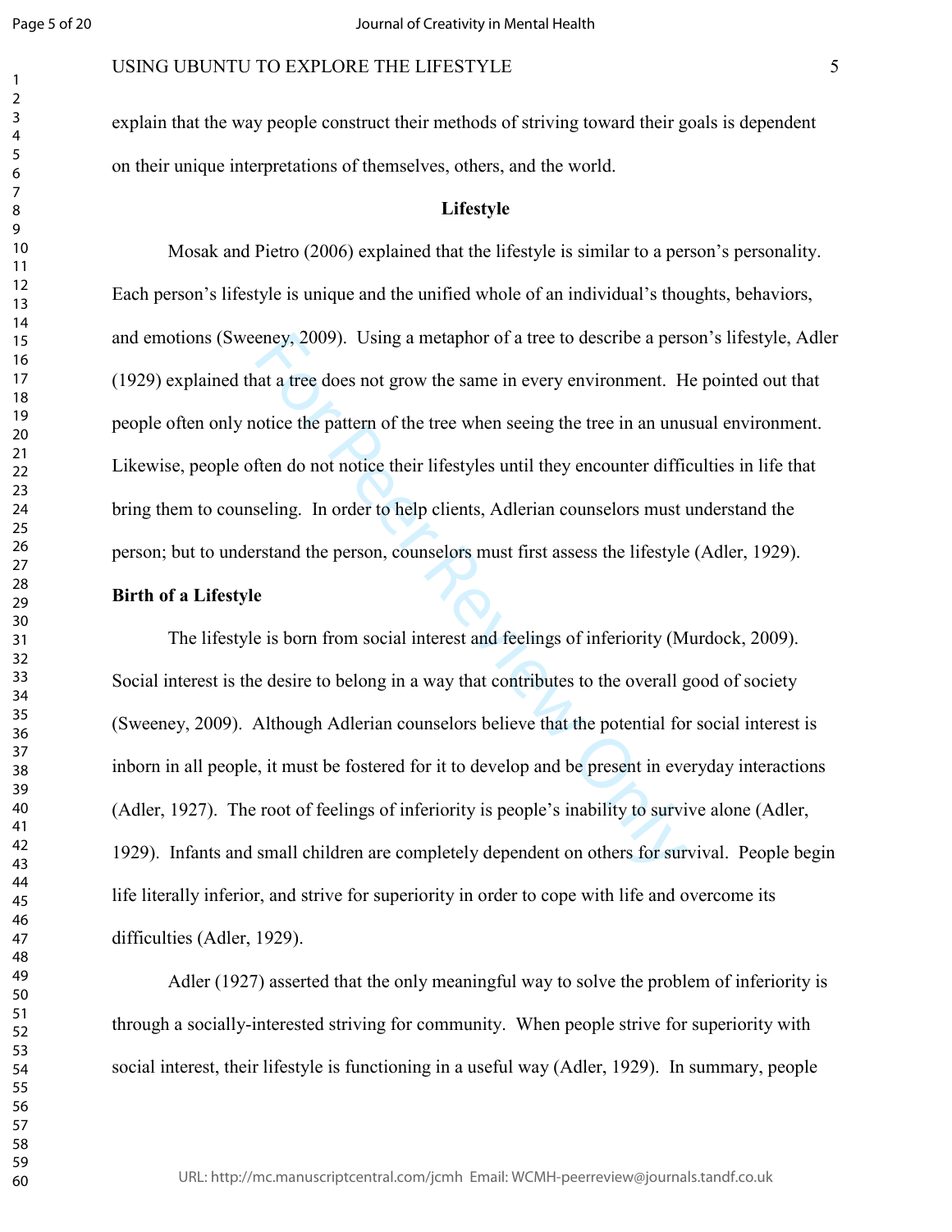explain that the way people construct their methods of striving toward their goals is dependent on their unique interpretations of themselves, others, and the world.

## Lifestyle

Mosak and Pietro (2006) explained that the lifestyle is similar to a person's personality. Each person's lifestyle is unique and the unified whole of an individual's thoughts, behaviors, and emotions (Sweeney, 2009). Using a metaphor of a tree to describe a person's lifestyle, Adler (1929) explained that a tree does not grow the same in every environment. He pointed out that people often only notice the pattern of the tree when seeing the tree in an unusual environment. Likewise, people often do not notice their lifestyles until they encounter difficulties in life that bring them to counseling. In order to help clients, Adlerian counselors must understand the person; but to understand the person, counselors must first assess the lifestyle (Adler, 1929).

### Birth of a Lifestyle

The lifestyle is born from social interest and feelings of inferiority (Murdock, 2009). Social interest is the desire to belong in a way that contributes to the overall good of society (Sweeney, 2009). Although Adlerian counselors believe that the potential for social interest is inborn in all people, it must be fostered for it to develop and be present in everyday interactions (Adler, 1927). The root of feelings of inferiority is people's inability to survive alone (Adler, 1929). Infants and small children are completely dependent on others for survival. People begin life literally inferior, and strive for superiority in order to cope with life and overcome its difficulties (Adler, 1929).

Adler (1927) asserted that the only meaningful way to solve the problem of inferiority is through a socially-interested striving for community. When people strive for superiority with social interest, their lifestyle is functioning in a useful way (Adler, 1929). In summary, people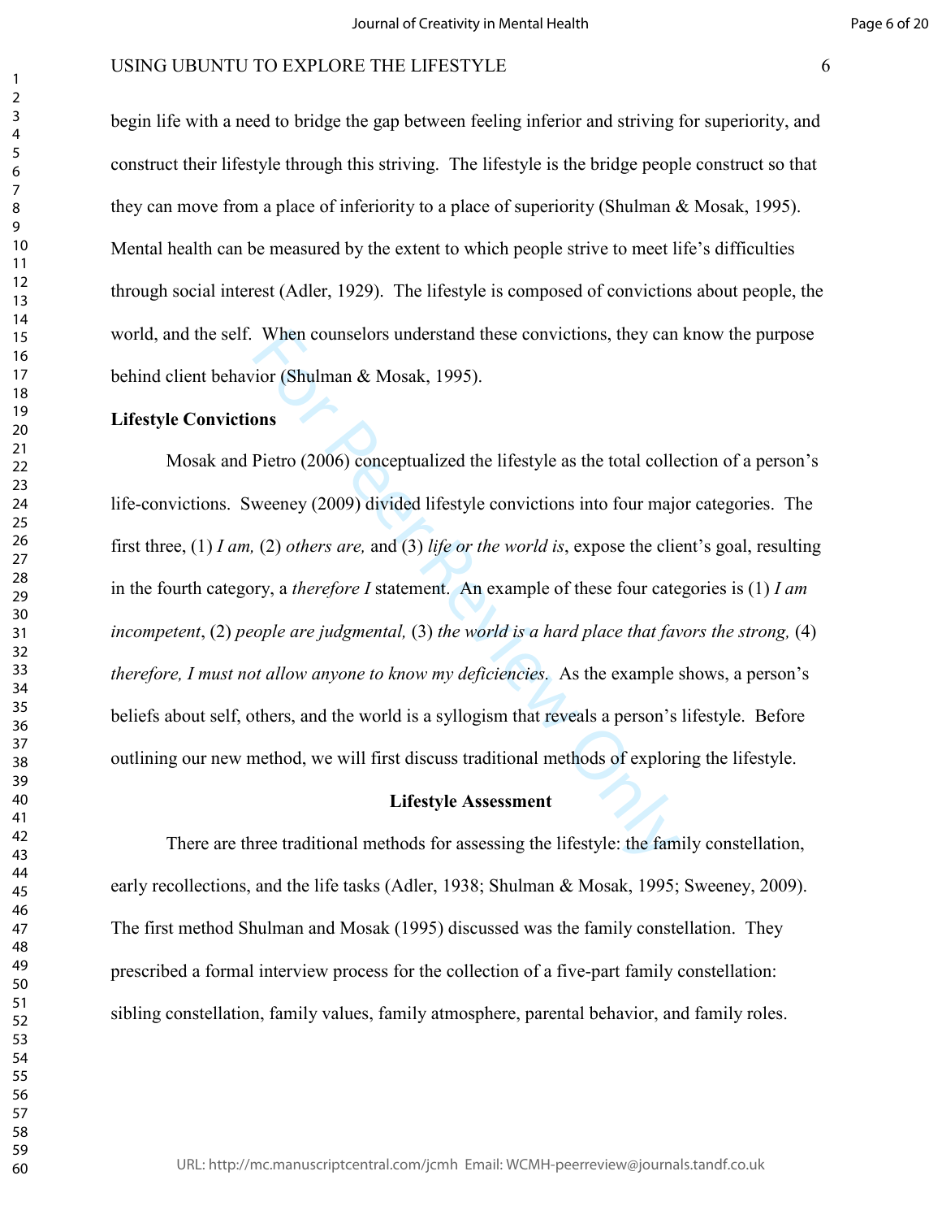begin life with a need to bridge the gap between feeling inferior and striving for superiority, and construct their lifestyle through this striving. The lifestyle is the bridge people construct so that they can move from a place of inferiority to a place of superiority (Shulman & Mosak, 1995). Mental health can be measured by the extent to which people strive to meet life's difficulties through social interest (Adler, 1929). The lifestyle is composed of convictions about people, the world, and the self. When counselors understand these convictions, they can know the purpose behind client behavior (Shulman & Mosak, 1995).

**Lifestyle Convictions**

Mosak and Pietro (2006) conceptualized the lifestyle as the total collection of a person's life-convictions. Sweeney (2009) divided lifestyle convictions into four major categories. The first three, (1) *I am,* (2) *others are,* and (3) *life or the world is*, expose the client's goal, resulting in the fourth category, a *therefore I* statement. An example of these four categories is (1) *I am incompetent*, (2) *people are judgmental,* (3) *the world is a hard place that favors the strong,* (4) *therefore, I must not allow anyone to know my deficiencies.* As the example shows, a person's beliefs about self, others, and the world is a syllogism that reveals a person's lifestyle. Before outlining our new method, we will first discuss traditional methods of exploring the lifestyle.

## Lifestyle Assessment

There are three traditional methods for assessing the lifestyle: the family constellation, early recollections, and the life tasks (Adler, 1938; Shulman & Mosak, 1995; Sweeney, 2009). The first method Shulman and Mosak (1995) discussed was the family constellation. They prescribed a formal interview process for the collection of a five-part family constellation: sibling constellation, family values, family atmosphere, parental behavior, and family roles.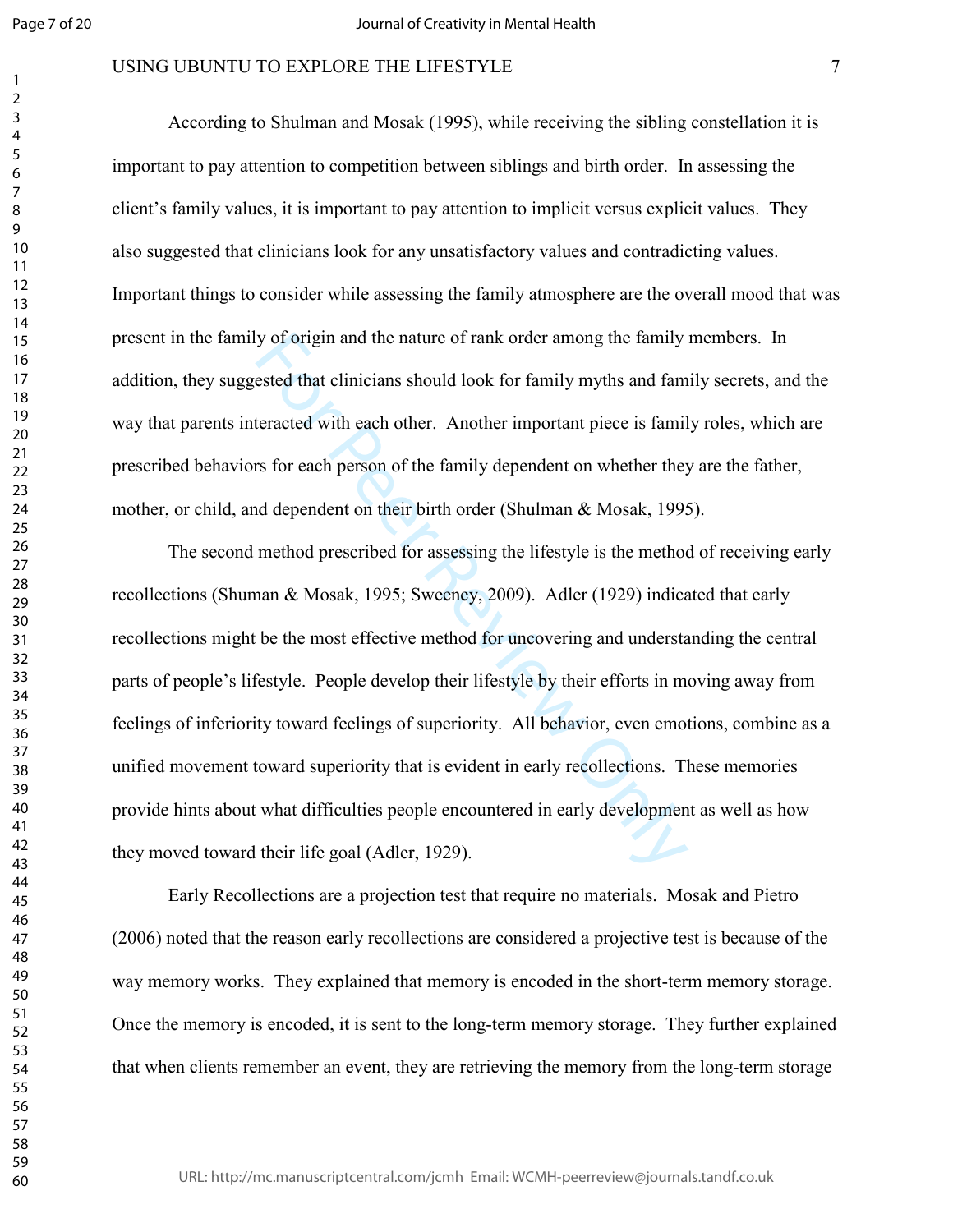According to Shulman and Mosak (1995), while receiving the sibling constellation it is important to pay attention to competition between siblings and birth order. In assessing the client's family values, it is important to pay attention to implicit versus explicit values. They also suggested that clinicians look for any unsatisfactory values and contradicting values. Important things to consider while assessing the family atmosphere are the overall mood that was present in the family of origin and the nature of rank order among the family members. In addition, they suggested that clinicians should look for family myths and family secrets, and the way that parents interacted with each other. Another important piece is family roles, which are prescribed behaviors for each person of the family dependent on whether they are the father, mother, or child, and dependent on their birth order (Shulman & Mosak, 1995).

The second method prescribed for assessing the lifestyle is the method of receiving early recollections (Shuman & Mosak, 1995; Sweeney, 2009). Adler (1929) indicated that early recollections might be the most effective method for uncovering and understanding the central parts of people's lifestyle. People develop their lifestyle by their efforts in moving away from feelings of inferiority toward feelings of superiority. All behavior, even emotions, combine as a unified movement toward superiority that is evident in early recollections. These memories provide hints about what difficulties people encountered in early development as well as how they moved toward their life goal (Adler, 1929).

Early Recollections are a projection test that require no materials. Mosak and Pietro (2006) noted that the reason early recollections are considered a projective test is because of the way memory works. They explained that memory is encoded in the short-term memory storage. Once the memory is encoded, it is sent to the long-term memory storage. They further explained that when clients remember an event, they are retrieving the memory from the long-term storage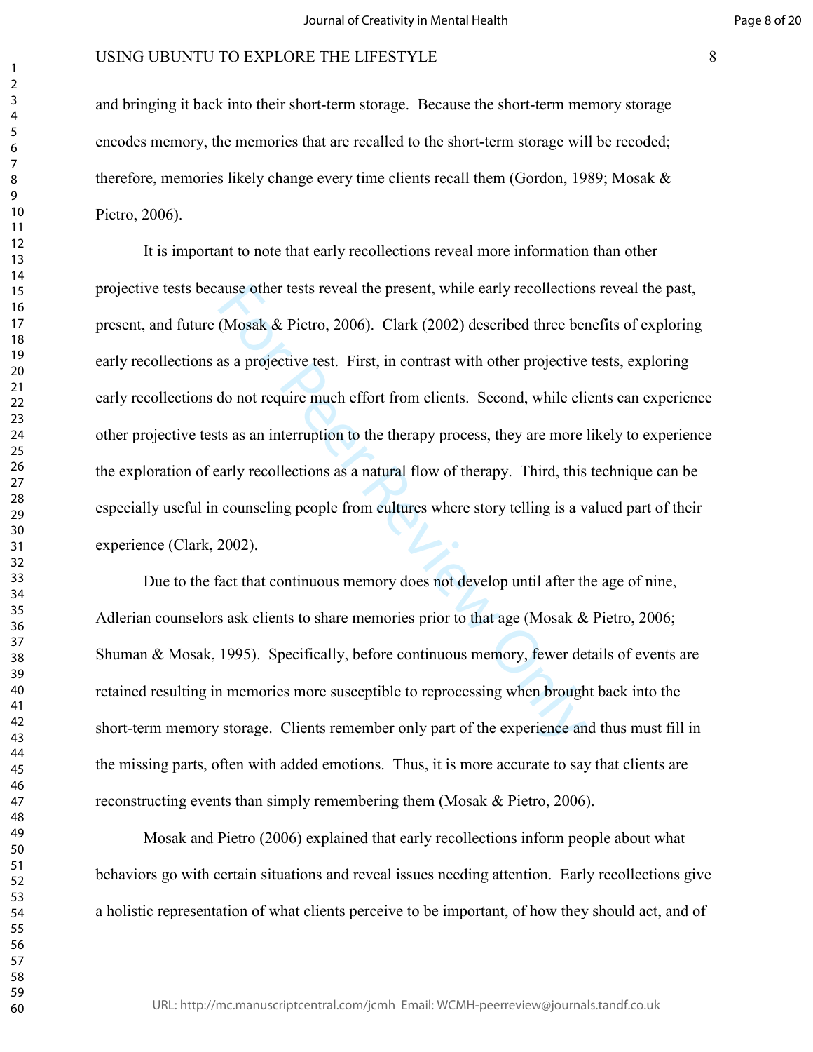and bringing it back into their short-term storage. Because the short-term memory storage encodes memory, the memories that are recalled to the short-term storage will be recoded; therefore, memories likely change every time clients recall them (Gordon, 1989; Mosak & Pietro, 2006).

It is important to note that early recollections reveal more information than other projective tests because other tests reveal the present, while early recollections reveal the past, present, and future (Mosak & Pietro, 2006). Clark (2002) described three benefits of exploring early recollections as a projective test. First, in contrast with other projective tests, exploring early recollections do not require much effort from clients. Second, while clients can experience other projective tests as an interruption to the therapy process, they are more likely to experience the exploration of early recollections as a natural flow of therapy. Third, this technique can be especially useful in counseling people from cultures where story telling is a valued part of their experience (Clark, 2002).

Due to the fact that continuous memory does not develop until after the age of nine, Adlerian counselors ask clients to share memories prior to that age (Mosak & Pietro, 2006; Shuman & Mosak, 1995). Specifically, before continuous memory, fewer details of events are retained resulting in memories more susceptible to reprocessing when brought back into the short-term memory storage. Clients remember only part of the experience and thus must fill in the missing parts, often with added emotions. Thus, it is more accurate to say that clients are reconstructing events than simply remembering them (Mosak & Pietro, 2006).

Mosak and Pietro (2006) explained that early recollections inform people about what behaviors go with certain situations and reveal issues needing attention. Early recollections give a holistic representation of what clients perceive to be important, of how they should act, and of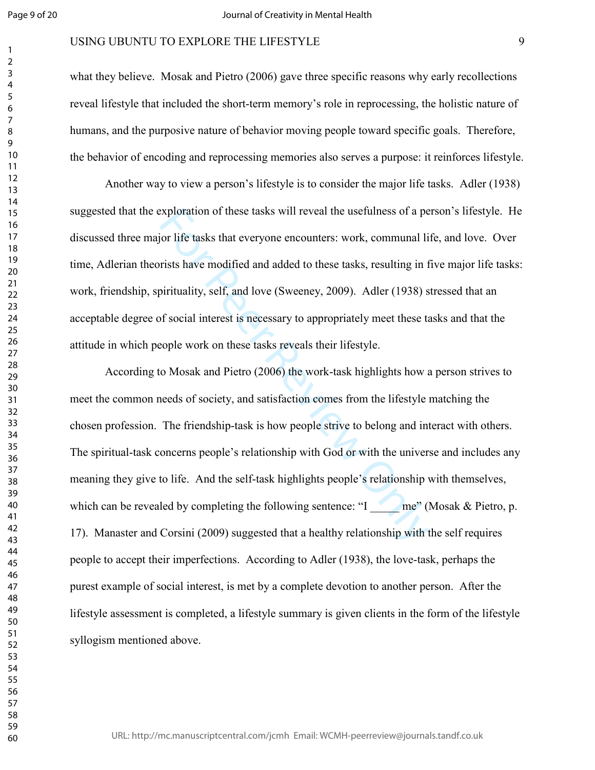what they believe. Mosak and Pietro (2006) gave three specific reasons why early recollections reveal lifestyle that included the short-term memory's role in reprocessing, the holistic nature of humans, and the purposive nature of behavior moving people toward specific goals. Therefore, the behavior of encoding and reprocessing memories also serves a purpose: it reinforces lifestyle.

Another way to view a person's lifestyle is to consider the major life tasks. Adler (1938) suggested that the exploration of these tasks will reveal the usefulness of a person's lifestyle. He discussed three major life tasks that everyone encounters: work, communal life, and love. Over time, Adlerian theorists have modified and added to these tasks, resulting in five major life tasks: work, friendship, spirituality, self, and love (Sweeney, 2009). Adler (1938) stressed that an acceptable degree of social interest is necessary to appropriately meet these tasks and that the attitude in which people work on these tasks reveals their lifestyle.

According to Mosak and Pietro (2006) the work-task highlights how a person strives to meet the common needs of society, and satisfaction comes from the lifestyle matching the chosen profession. The friendship-task is how people strive to belong and interact with others. The spiritual-task concerns people's relationship with God or with the universe and includes any meaning they give to life. And the self-task highlights people's relationship with themselves, which can be revealed by completing the following sentence: "I _____ me" (Mosak & Pietro, p. 17). Manaster and Corsini (2009) suggested that a healthy relationship with the self requires people to accept their imperfections. According to Adler (1938), the love-task, perhaps the purest example of social interest, is met by a complete devotion to another person. After the lifestyle assessment is completed, a lifestyle summary is given clients in the form of the lifestyle syllogism mentioned above.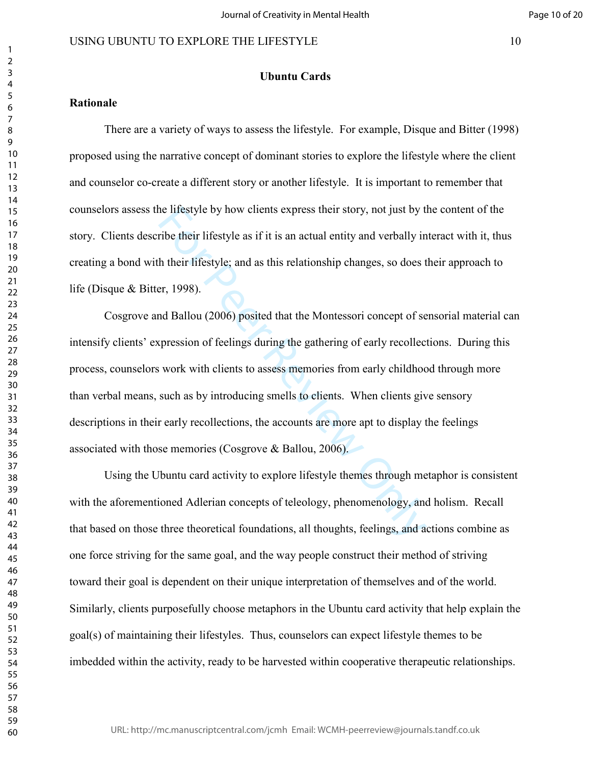## Ubuntu Cards

### Rationale

There are a variety of ways to assess the lifestyle. For example, Disque and Bitter (1998) proposed using the narrative concept of dominant stories to explore the lifestyle where the client and counselor co-create a different story or another lifestyle. It is important to remember that counselors assess the lifestyle by how clients express their story, not just by the content of the story. Clients describe their lifestyle as if it is an actual entity and verbally interact with it, thus creating a bond with their lifestyle; and as this relationship changes, so does their approach to life (Disque & Bitter, 1998).

Cosgrove and Ballou (2006) posited that the Montessori concept of sensorial material can intensify clients' expression of feelings during the gathering of early recollections. During this process, counselors work with clients to assess memories from early childhood through more than verbal means, such as by introducing smells to clients. When clients give sensory descriptions in their early recollections, the accounts are more apt to display the feelings associated with those memories (Cosgrove & Ballou, 2006).

Using the Ubuntu card activity to explore lifestyle themes through metaphor is consistent with the aforementioned Adlerian concepts of teleology, phenomenology, and holism. Recall that based on those three theoretical foundations, all thoughts, feelings, and actions combine as one force striving for the same goal, and the way people construct their method of striving toward their goal is dependent on their unique interpretation of themselves and of the world. Similarly, clients purposefully choose metaphors in the Ubuntu card activity that help explain the goal(s) of maintaining their lifestyles. Thus, counselors can expect lifestyle themes to be imbedded within the activity, ready to be harvested within cooperative therapeutic relationships.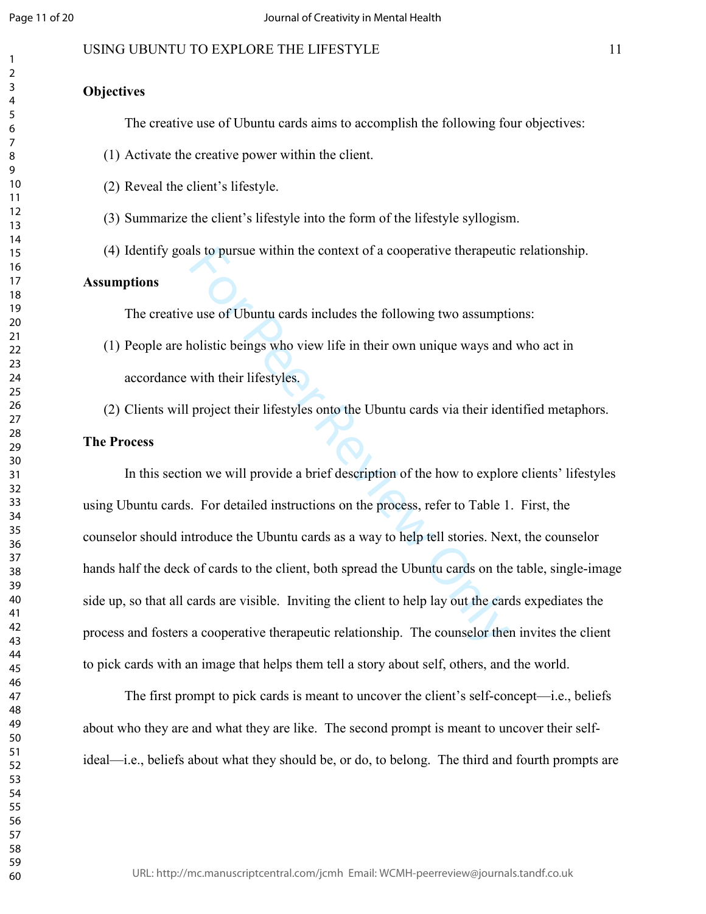**Objectives**

The creative use of Ubuntu cards aims to accomplish the following four objectives:

(1) Activate the creative power within the client.

(2) Reveal the client's lifestyle.

(3) Summarize the client's lifestyle into the form of the lifestyle syllogism.

(4) Identify goals to pursue within the context of a cooperative therapeutic relationship.

**Assumptions**

The creative use of Ubuntu cards includes the following two assumptions:

(1) People are holistic beings who view life in their own unique ways and who act in accordance with their lifestyles.

(2) Clients will project their lifestyles onto the Ubuntu cards via their identified metaphors.

**The Process**

In this section we will provide a brief description of the how to explore clients' lifestyles using Ubuntu cards. For detailed instructions on the process, refer to Table 1. First, the counselor should introduce the Ubuntu cards as a way to help tell stories. Next, the counselor hands half the deck of cards to the client, both spread the Ubuntu cards on the table, single-image side up, so that all cards are visible. Inviting the client to help lay out the cards expediates the process and fosters a cooperative therapeutic relationship. The counselor then invites the client to pick cards with an image that helps them tell a story about self, others, and the world.

The first prompt to pick cards is meant to uncover the client's self-concept—i.e., beliefs about who they are and what they are like. The second prompt is meant to uncover their self-ideal—i.e., beliefs about what they should be, or do, to belong. The third and fourth prompts are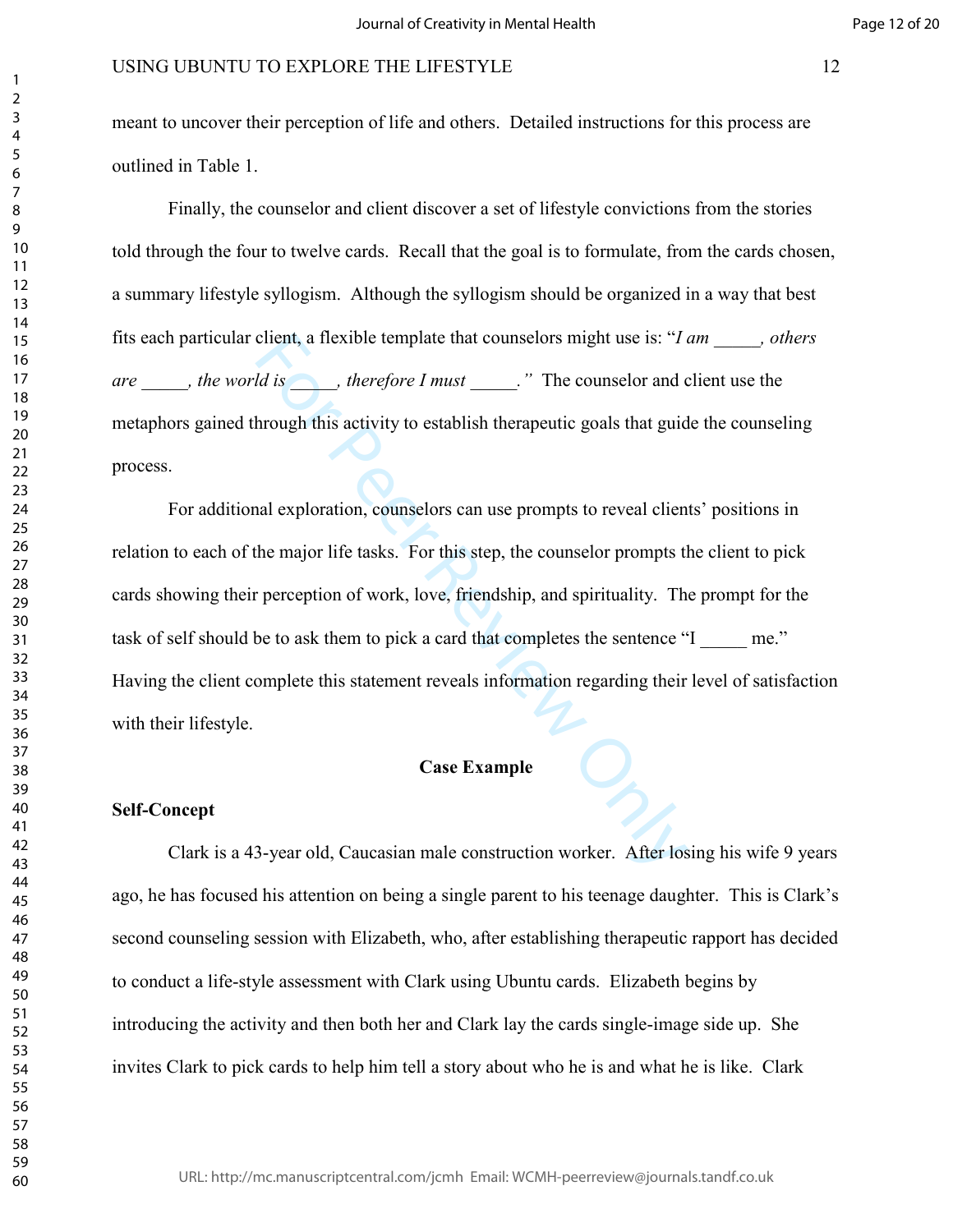meant to uncover their perception of life and others. Detailed instructions for this process are outlined in Table 1.

Finally, the counselor and client discover a set of lifestyle convictions from the stories told through the four to twelve cards. Recall that the goal is to formulate, from the cards chosen, a summary lifestyle syllogism. Although the syllogism should be organized in a way that best fits each particular client, a flexible template that counselors might use is: "*I am _____, others are _____, the world is _____, therefore I must _____.*" The counselor and client use the metaphors gained through this activity to establish therapeutic goals that guide the counseling process.

For additional exploration, counselors can use prompts to reveal clients' positions in relation to each of the major life tasks. For this step, the counselor prompts the client to pick cards showing their perception of work, love, friendship, and spirituality. The prompt for the task of self should be to ask them to pick a card that completes the sentence "I _____ me." Having the client complete this statement reveals information regarding their level of satisfaction with their lifestyle.

## Case Example

### Self-Concept

Clark is a 43-year old, Caucasian male construction worker. After losing his wife 9 years ago, he has focused his attention on being a single parent to his teenage daughter. This is Clark's second counseling session with Elizabeth, who, after establishing therapeutic rapport has decided to conduct a life-style assessment with Clark using Ubuntu cards. Elizabeth begins by introducing the activity and then both her and Clark lay the cards single-image side up. She invites Clark to pick cards to help him tell a story about who he is and what he is like. Clark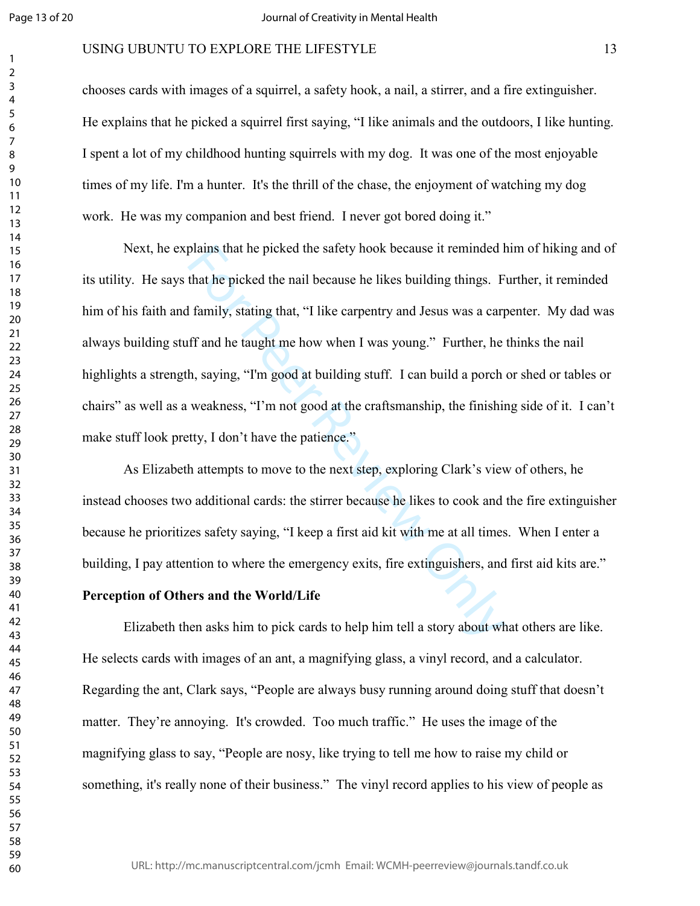chooses cards with images of a squirrel, a safety hook, a nail, a stirrer, and a fire extinguisher. He explains that he picked a squirrel first saying, "I like animals and the outdoors, I like hunting. I spent a lot of my childhood hunting squirrels with my dog. It was one of the most enjoyable times of my life. I'm a hunter. It's the thrill of the chase, the enjoyment of watching my dog work. He was my companion and best friend. I never got bored doing it."

Next, he explains that he picked the safety hook because it reminded him of hiking and of its utility. He says that he picked the nail because he likes building things. Further, it reminded him of his faith and family, stating that, "I like carpentry and Jesus was a carpenter. My dad was always building stuff and he taught me how when I was young." Further, he thinks the nail highlights a strength, saying, "I'm good at building stuff. I can build a porch or shed or tables or chairs" as well as a weakness, "I'm not good at the craftsmanship, the finishing side of it. I can't make stuff look pretty, I don't have the patience."

As Elizabeth attempts to move to the next step, exploring Clark's view of others, he instead chooses two additional cards: the stirrer because he likes to cook and the fire extinguisher because he prioritizes safety saying, "I keep a first aid kit with me at all times. When I enter a building, I pay attention to where the emergency exits, fire extinguishers, and first aid kits are."

**Perception of Others and the World/Life**

Elizabeth then asks him to pick cards to help him tell a story about what others are like. He selects cards with images of an ant, a magnifying glass, a vinyl record, and a calculator. Regarding the ant, Clark says, "People are always busy running around doing stuff that doesn't matter. They're annoying. It's crowded. Too much traffic." He uses the image of the magnifying glass to say, "People are nosy, like trying to tell me how to raise my child or something, it's really none of their business." The vinyl record applies to his view of people as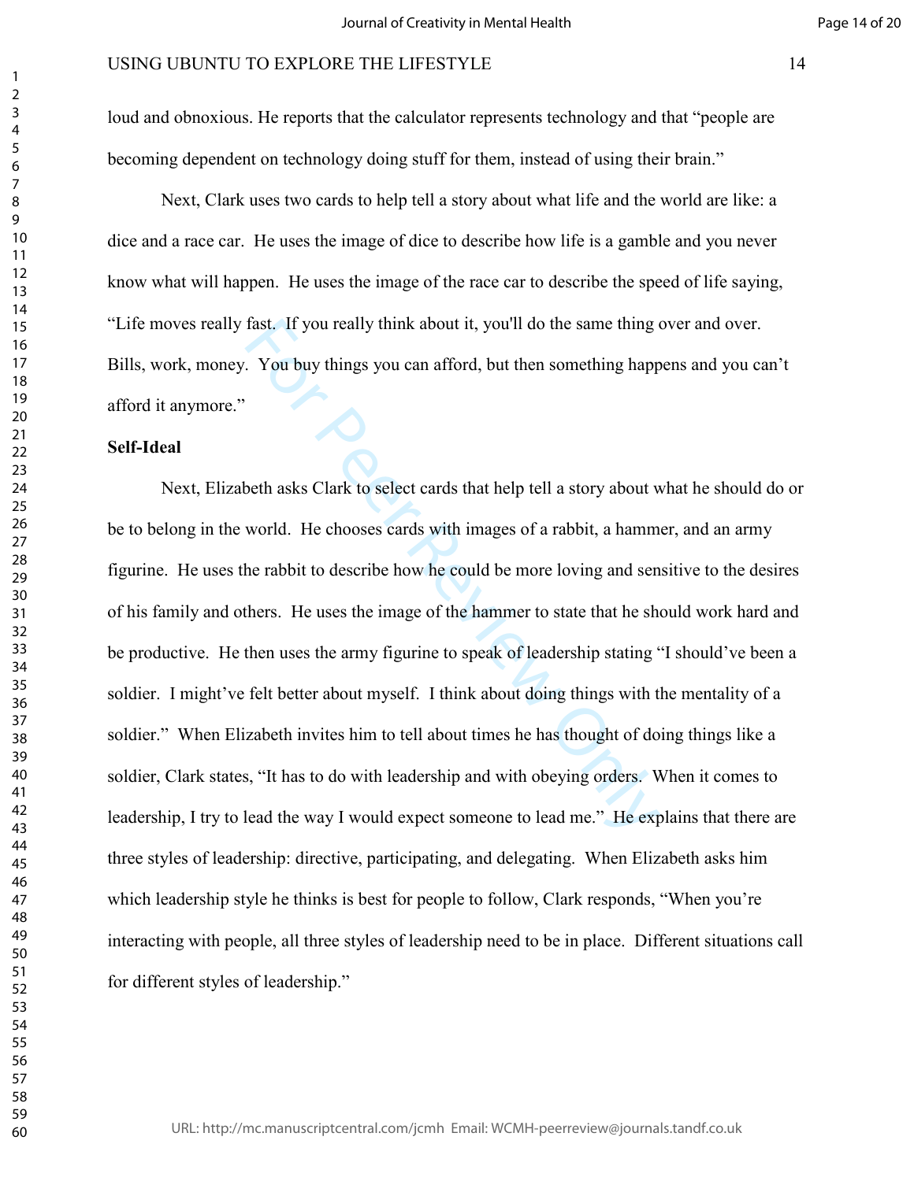loud and obnoxious. He reports that the calculator represents technology and that "people are becoming dependent on technology doing stuff for them, instead of using their brain."

Next, Clark uses two cards to help tell a story about what life and the world are like: a dice and a race car. He uses the image of dice to describe how life is a gamble and you never know what will happen. He uses the image of the race car to describe the speed of life saying, "Life moves really fast. If you really think about it, you'll do the same thing over and over. Bills, work, money. You buy things you can afford, but then something happens and you can't afford it anymore."

**Self-Ideal**

Next, Elizabeth asks Clark to select cards that help tell a story about what he should do or be to belong in the world. He chooses cards with images of a rabbit, a hammer, and an army figurine. He uses the rabbit to describe how he could be more loving and sensitive to the desires of his family and others. He uses the image of the hammer to state that he should work hard and be productive. He then uses the army figurine to speak of leadership stating "I should've been a soldier. I might've felt better about myself. I think about doing things with the mentality of a soldier." When Elizabeth invites him to tell about times he has thought of doing things like a soldier, Clark states, "It has to do with leadership and with obeying orders. When it comes to leadership, I try to lead the way I would expect someone to lead me." He explains that there are three styles of leadership: directive, participating, and delegating. When Elizabeth asks him which leadership style he thinks is best for people to follow, Clark responds, "When you're interacting with people, all three styles of leadership need to be in place. Different situations call for different styles of leadership."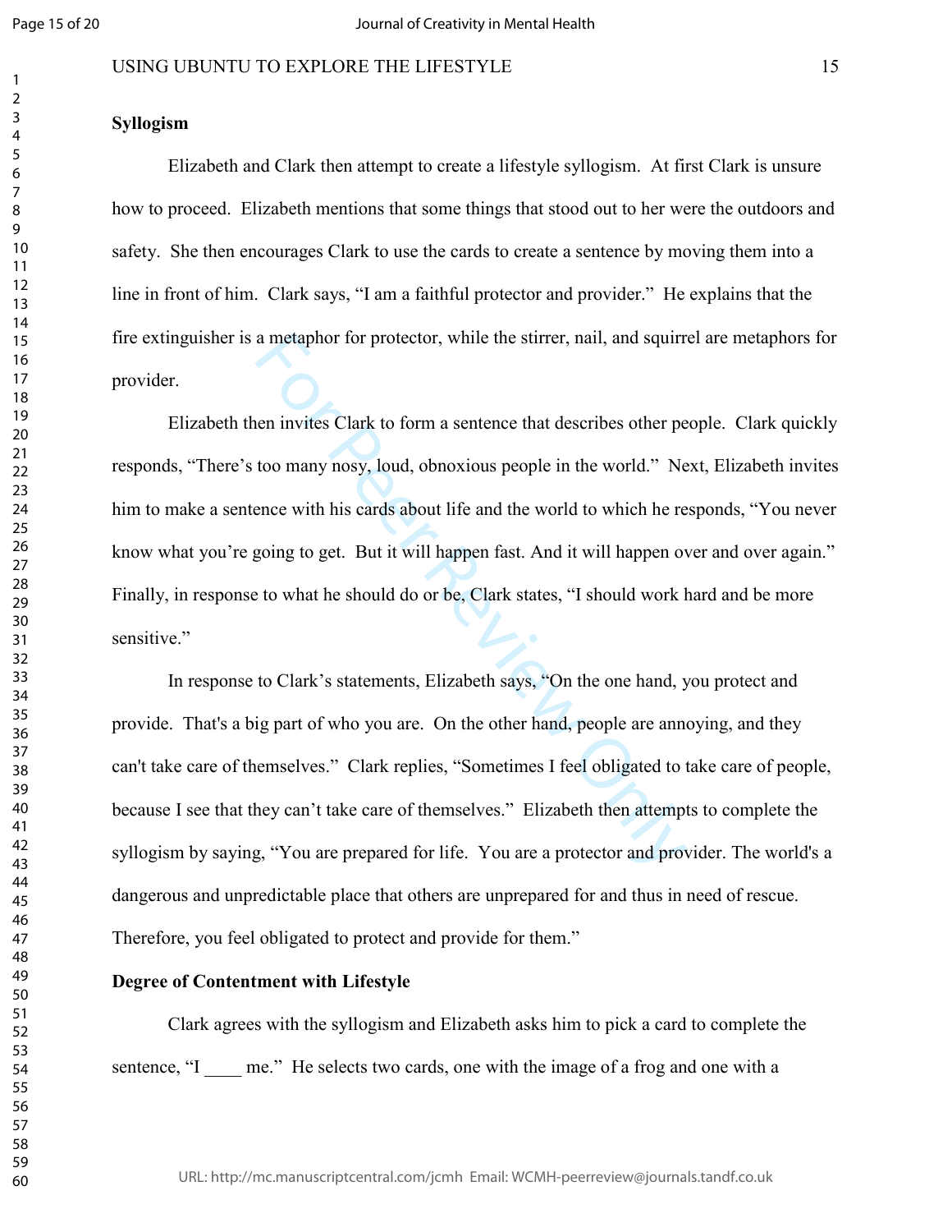## Syllogism

Elizabeth and Clark then attempt to create a lifestyle syllogism. At first Clark is unsure how to proceed. Elizabeth mentions that some things that stood out to her were the outdoors and safety. She then encourages Clark to use the cards to create a sentence by moving them into a line in front of him. Clark says, "I am a faithful protector and provider." He explains that the fire extinguisher is a metaphor for protector, while the stirrer, nail, and squirrel are metaphors for provider.

Elizabeth then invites Clark to form a sentence that describes other people. Clark quickly responds, "There's too many nosy, loud, obnoxious people in the world." Next, Elizabeth invites him to make a sentence with his cards about life and the world to which he responds, "You never know what you're going to get. But it will happen fast. And it will happen over and over again." Finally, in response to what he should do or be, Clark states, "I should work hard and be more sensitive."

In response to Clark's statements, Elizabeth says, "On the one hand, you protect and provide. That's a big part of who you are. On the other hand, people are annoying, and they can't take care of themselves." Clark replies, "Sometimes I feel obligated to take care of people, because I see that they can't take care of themselves." Elizabeth then attempts to complete the syllogism by saying, "You are prepared for life. You are a protector and provider. The world's a dangerous and unpredictable place that others are unprepared for and thus in need of rescue. Therefore, you feel obligated to protect and provide for them."

## Degree of Contentment with Lifestyle

Clark agrees with the syllogism and Elizabeth asks him to pick a card to complete the sentence, "I ____ me." He selects two cards, one with the image of a frog and one with a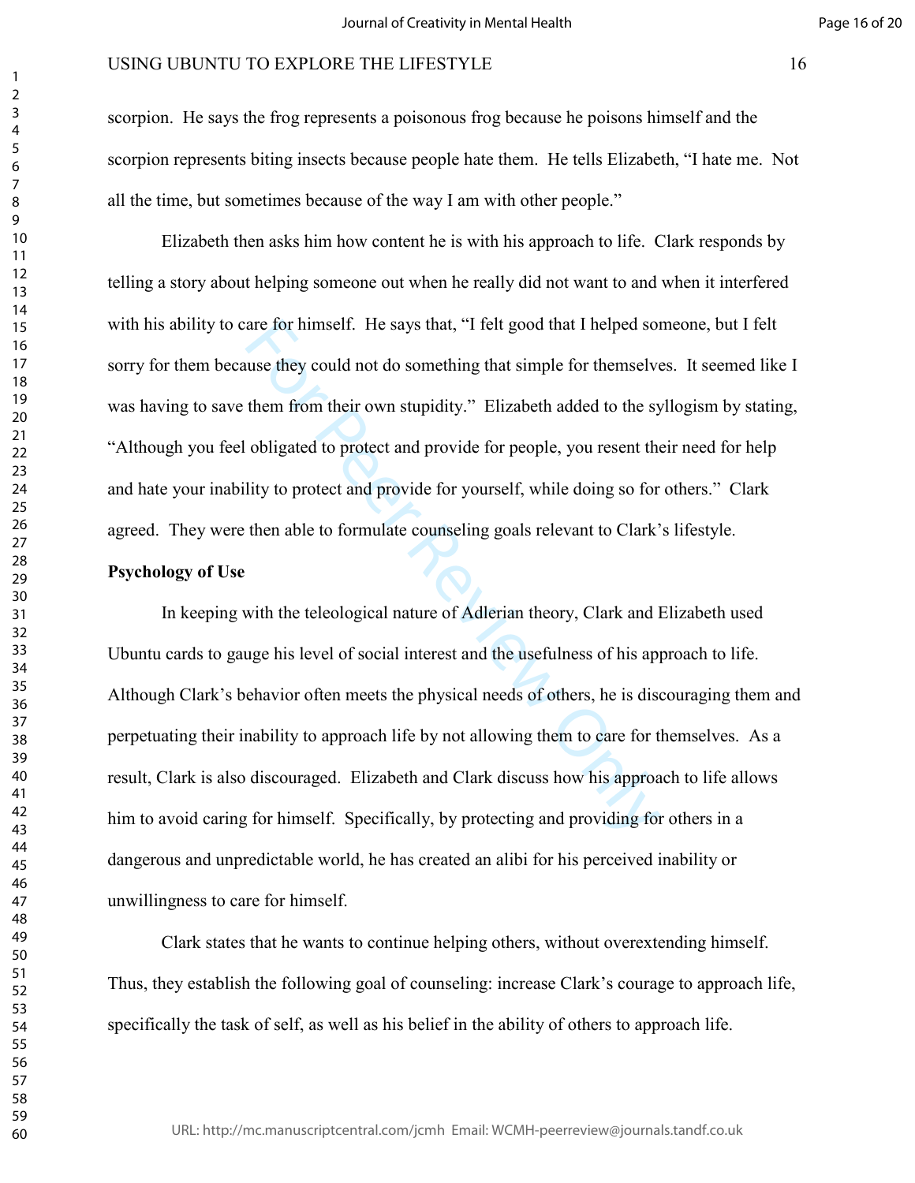scorpion. He says the frog represents a poisonous frog because he poisons himself and the scorpion represents biting insects because people hate them. He tells Elizabeth, "I hate me. Not all the time, but sometimes because of the way I am with other people."

Elizabeth then asks him how content he is with his approach to life. Clark responds by telling a story about helping someone out when he really did not want to and when it interfered with his ability to care for himself. He says that, "I felt good that I helped someone, but I felt sorry for them because they could not do something that simple for themselves. It seemed like I was having to save them from their own stupidity." Elizabeth added to the syllogism by stating, "Although you feel obligated to protect and provide for people, you resent their need for help and hate your inability to protect and provide for yourself, while doing so for others." Clark agreed. They were then able to formulate counseling goals relevant to Clark's lifestyle.

**Psychology of Use**

In keeping with the teleological nature of Adlerian theory, Clark and Elizabeth used Ubuntu cards to gauge his level of social interest and the usefulness of his approach to life. Although Clark's behavior often meets the physical needs of others, he is discouraging them and perpetuating their inability to approach life by not allowing them to care for themselves. As a result, Clark is also discouraged. Elizabeth and Clark discuss how his approach to life allows him to avoid caring for himself. Specifically, by protecting and providing for others in a dangerous and unpredictable world, he has created an alibi for his perceived inability or unwillingness to care for himself.

Clark states that he wants to continue helping others, without overextending himself. Thus, they establish the following goal of counseling: increase Clark's courage to approach life, specifically the task of self, as well as his belief in the ability of others to approach life.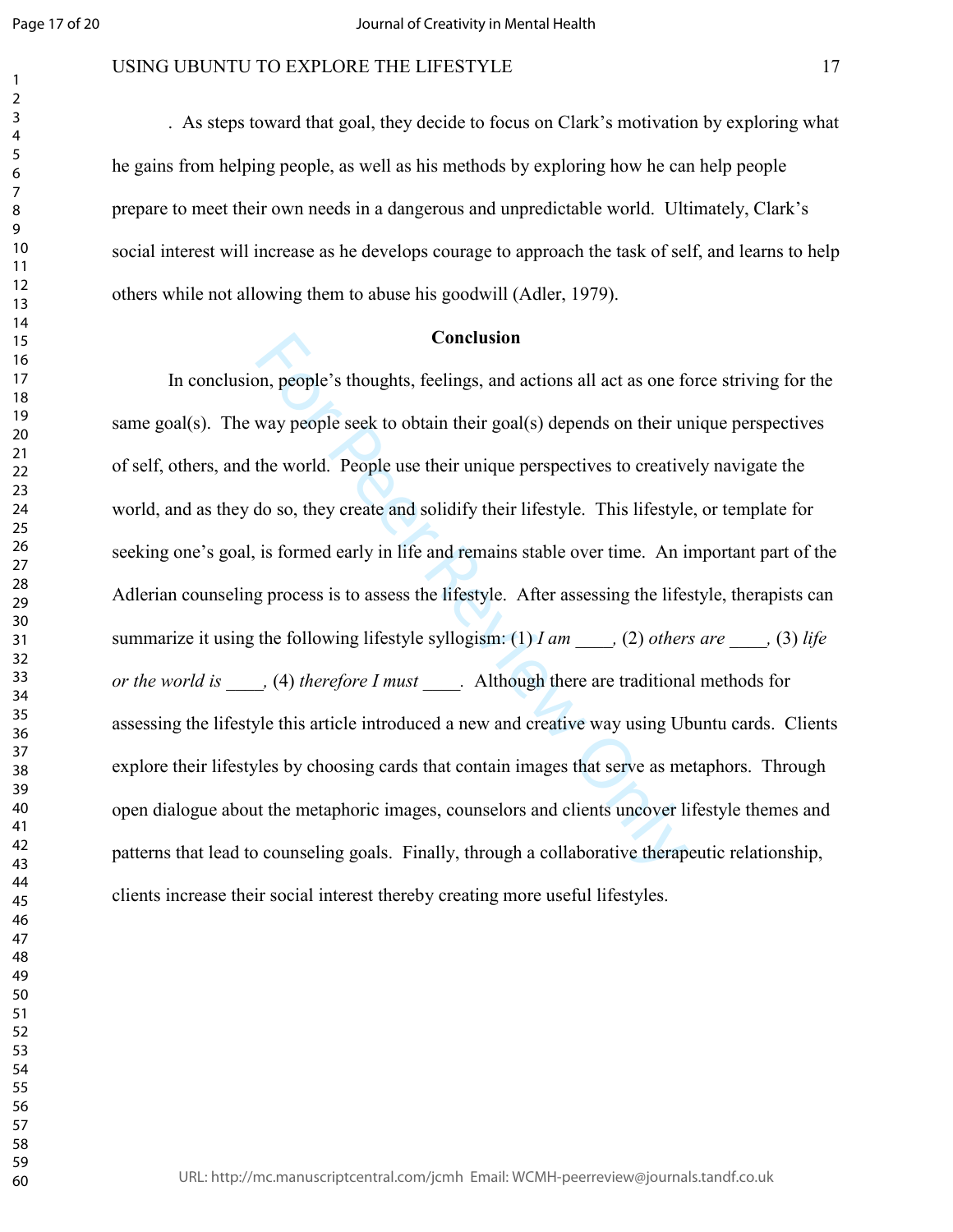. As steps toward that goal, they decide to focus on Clark's motivation by exploring what he gains from helping people, as well as his methods by exploring how he can help people prepare to meet their own needs in a dangerous and unpredictable world. Ultimately, Clark's social interest will increase as he develops courage to approach the task of self, and learns to help others while not allowing them to abuse his goodwill (Adler, 1979).

## Conclusion

In conclusion, people's thoughts, feelings, and actions all act as one force striving for the same goal(s). The way people seek to obtain their goal(s) depends on their unique perspectives of self, others, and the world. People use their unique perspectives to creatively navigate the world, and as they do so, they create and solidify their lifestyle. This lifestyle, or template for seeking one's goal, is formed early in life and remains stable over time. An important part of the Adlerian counseling process is to assess the lifestyle. After assessing the lifestyle, therapists can summarize it using the following lifestyle syllogism: (1) *I am ____,* (2) *others are ____,* (3) *life or the world is ____,* (4) *therefore I must ____.* Although there are traditional methods for assessing the lifestyle this article introduced a new and creative way using Ubuntu cards. Clients explore their lifestyles by choosing cards that contain images that serve as metaphors. Through open dialogue about the metaphoric images, counselors and clients uncover lifestyle themes and patterns that lead to counseling goals. Finally, through a collaborative therapeutic relationship, clients increase their social interest thereby creating more useful lifestyles.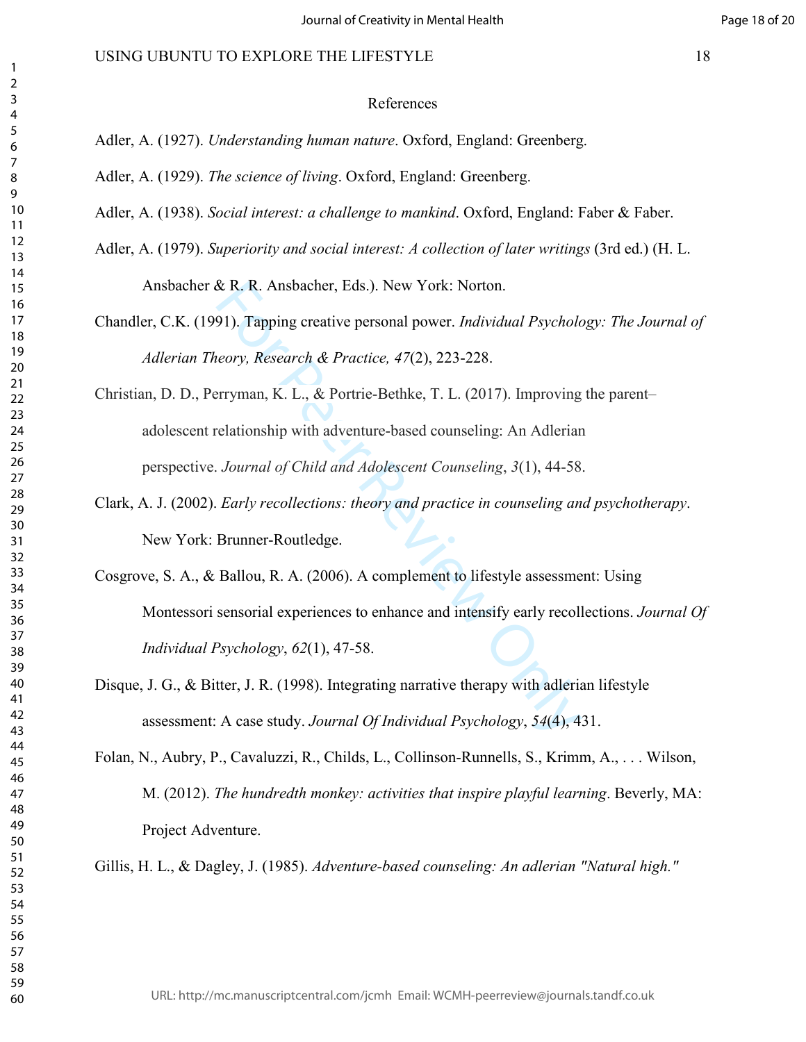# References

Adler, A. (1927). *Understanding human nature*. Oxford, England: Greenberg.

Adler, A. (1929). *The science of living*. Oxford, England: Greenberg.

Adler, A. (1938). *Social interest: a challenge to mankind*. Oxford, England: Faber & Faber.

Adler, A. (1979). *Superiority and social interest: A collection of later writings* (3rd ed.) (H. L. Ansbacher & R. R. Ansbacher, Eds.). New York: Norton.

Chandler, C.K. (1991). Tapping creative personal power. *Individual Psychology: The Journal of Adlerian Theory, Research & Practice, 47*(2), 223-228.

Christian, D. D., Perryman, K. L., & Portrie-Bethke, T. L. (2017). Improving the parent–adolescent relationship with adventure-based counseling: An Adlerian perspective. *Journal of Child and Adolescent Counseling*, *3*(1), 44-58.

Clark, A. J. (2002). *Early recollections: theory and practice in counseling and psychotherapy*. New York: Brunner-Routledge.

Cosgrove, S. A., & Ballou, R. A. (2006). A complement to lifestyle assessment: Using Montessori sensorial experiences to enhance and intensify early recollections. *Journal Of Individual Psychology*, *62*(1), 47-58.

Disque, J. G., & Bitter, J. R. (1998). Integrating narrative therapy with adlerian lifestyle assessment: A case study. *Journal Of Individual Psychology*, *54*(4), 431.

Folan, N., Aubry, P., Cavaluzzi, R., Childs, L., Collinson-Runnells, S., Krimm, A., . . . Wilson, M. (2012). *The hundredth monkey: activities that inspire playful learning*. Beverly, MA: Project Adventure.

Gillis, H. L., & Dagley, J. (1985). *Adventure-based counseling: An adlerian "Natural high."*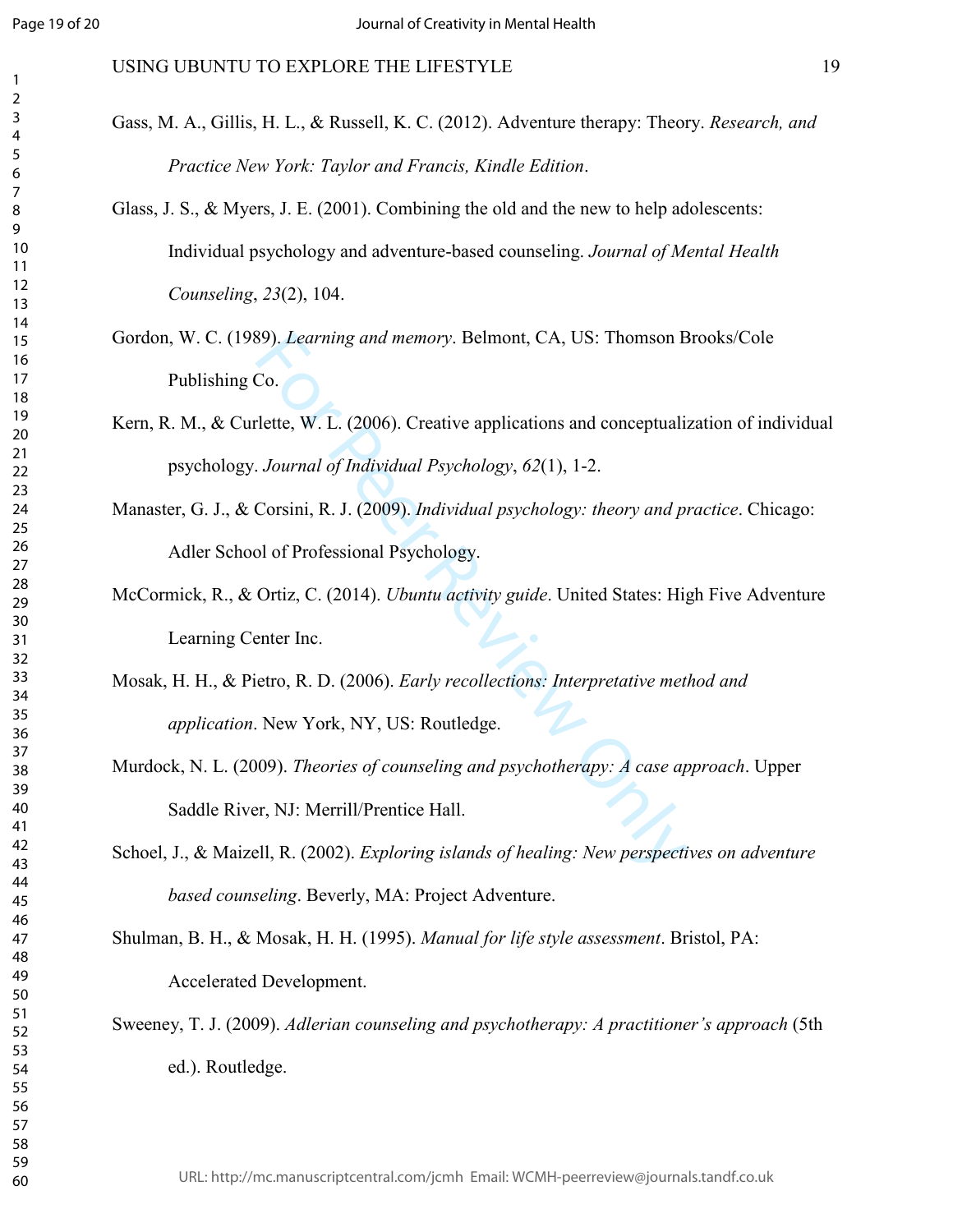Gass, M. A., Gillis, H. L., & Russell, K. C. (2012). Adventure therapy: Theory. *Research, and Practice New York: Taylor and Francis, Kindle Edition*.

Glass, J. S., & Myers, J. E. (2001). Combining the old and the new to help adolescents: Individual psychology and adventure-based counseling. *Journal of Mental Health Counseling*, *23*(2), 104.

Gordon, W. C. (1989). *Learning and memory*. Belmont, CA, US: Thomson Brooks/Cole Publishing Co.

Kern, R. M., & Curlette, W. L. (2006). Creative applications and conceptualization of individual psychology. *Journal of Individual Psychology*, *62*(1), 1-2.

Manaster, G. J., & Corsini, R. J. (2009). *Individual psychology: theory and practice*. Chicago: Adler School of Professional Psychology.

McCormick, R., & Ortiz, C. (2014). *Ubuntu activity guide*. United States: High Five Adventure Learning Center Inc.

Mosak, H. H., & Pietro, R. D. (2006). *Early recollections: Interpretative method and application*. New York, NY, US: Routledge.

Murdock, N. L. (2009). *Theories of counseling and psychotherapy: A case approach*. Upper Saddle River, NJ: Merrill/Prentice Hall.

Schoel, J., & Maizell, R. (2002). *Exploring islands of healing: New perspectives on adventure based counseling*. Beverly, MA: Project Adventure.

Shulman, B. H., & Mosak, H. H. (1995). *Manual for life style assessment*. Bristol, PA: Accelerated Development.

Sweeney, T. J. (2009). *Adlerian counseling and psychotherapy: A practitioner's approach* (5th ed.). Routledge.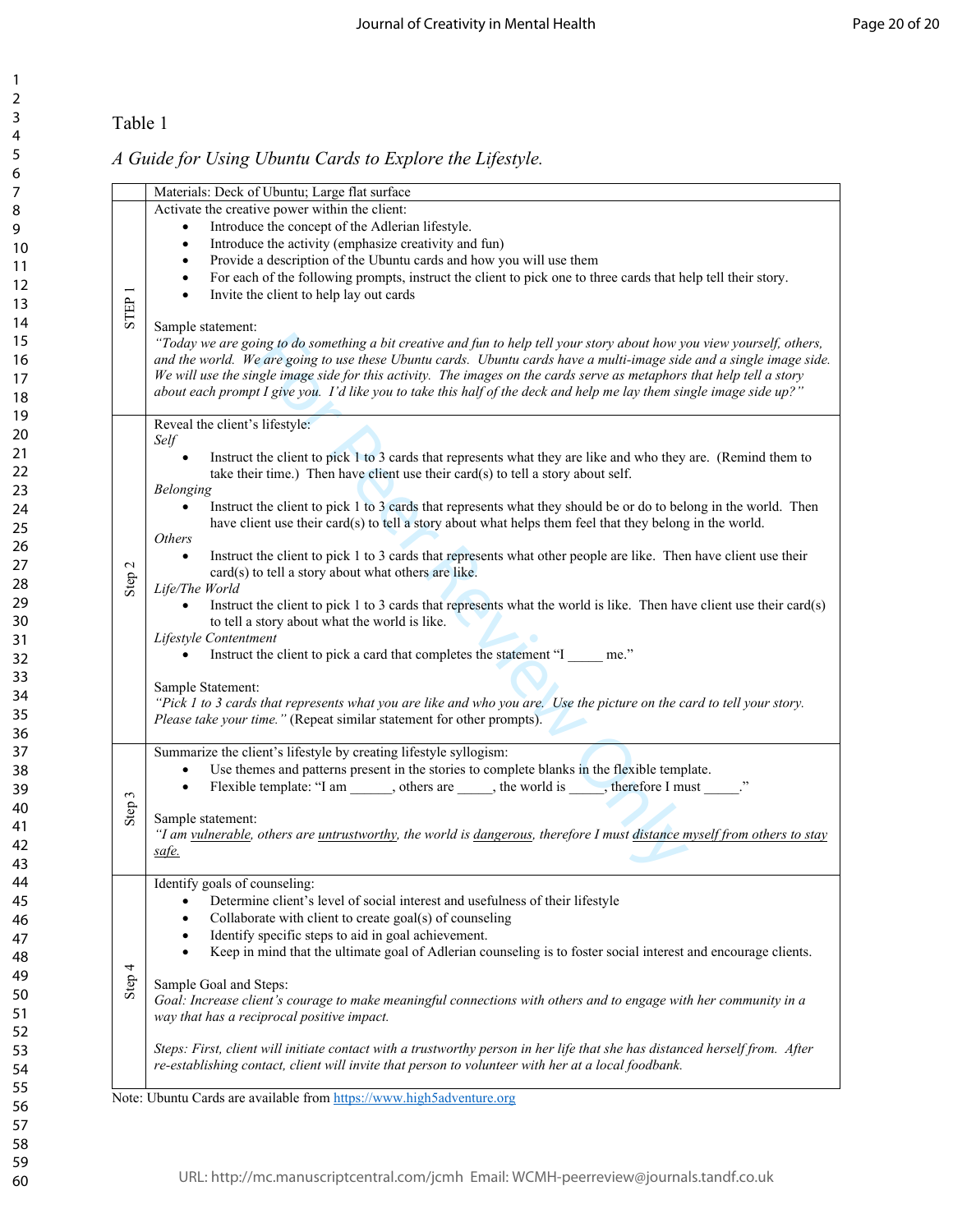Table 1

*A Guide for Using Ubuntu Cards to Explore the Lifestyle.*

| | Materials: Deck of Ubuntu; Large flat surface |
|---|---|
| STEP 1 | Activate the creative power within the client:<br>• Introduce the concept of the Adlerian lifestyle.<br>• Introduce the activity (emphasize creativity and fun)<br>• Provide a description of the Ubuntu cards and how you will use them<br>• For each of the following prompts, instruct the client to pick one to three cards that help tell their story.<br>• Invite the client to help lay out cards<br><br>Sample statement:<br>*"Today we are going to do something a bit creative and fun to help tell your story about how you view yourself, others, and the world. We are going to use these Ubuntu cards. Ubuntu cards have a multi-image side and a single image side. We will use the single image side for this activity. The images on the cards serve as metaphors that help tell a story about each prompt I give you. I'd like you to take this half of the deck and help me lay them single image side up?"* |
| Step 2 | Reveal the client's lifestyle:<br>*Self*<br>• Instruct the client to pick 1 to 3 cards that represents what they are like and who they are. (Remind them to take their time.) Then have client use their card(s) to tell a story about self.<br>*Belonging*<br>• Instruct the client to pick 1 to 3 cards that represents what they should be or do to belong in the world. Then have client use their card(s) to tell a story about what helps them feel that they belong in the world.<br>*Others*<br>• Instruct the client to pick 1 to 3 cards that represents what other people are like. Then have client use their card(s) to tell a story about what others are like.<br>*Life/The World*<br>• Instruct the client to pick 1 to 3 cards that represents what the world is like. Then have client use their card(s) to tell a story about what the world is like.<br>*Lifestyle Contentment*<br>• Instruct the client to pick a card that completes the statement "I _____ me."<br><br>Sample Statement:<br>*"Pick 1 to 3 cards that represents what you are like and who you are. Use the picture on the card to tell your story. Please take your time."* (Repeat similar statement for other prompts). |
| Step 3 | Summarize the client's lifestyle by creating lifestyle syllogism:<br>• Use themes and patterns present in the stories to complete blanks in the flexible template.<br>• Flexible template: "I am ______, others are _____, the world is _____, therefore I must _____."<br><br>Sample statement:<br>*"I am <u>vulnerable</u>, others are <u>untrustworthy</u>, the world is <u>dangerous</u>, therefore I must <u>distance myself from others to stay safe</u>.* |
| Step 4 | Identify goals of counseling:<br>• Determine client's level of social interest and usefulness of their lifestyle<br>• Collaborate with client to create goal(s) of counseling<br>• Identify specific steps to aid in goal achievement.<br>• Keep in mind that the ultimate goal of Adlerian counseling is to foster social interest and encourage clients.<br><br>Sample Goal and Steps:<br>*Goal: Increase client's courage to make meaningful connections with others and to engage with her community in a way that has a reciprocal positive impact.*<br><br>*Steps: First, client will initiate contact with a trustworthy person in her life that she has distanced herself from. After re-establishing contact, client will invite that person to volunteer with her at a local foodbank.* |

Note: Ubuntu Cards are available from https://www.high5adventure.org